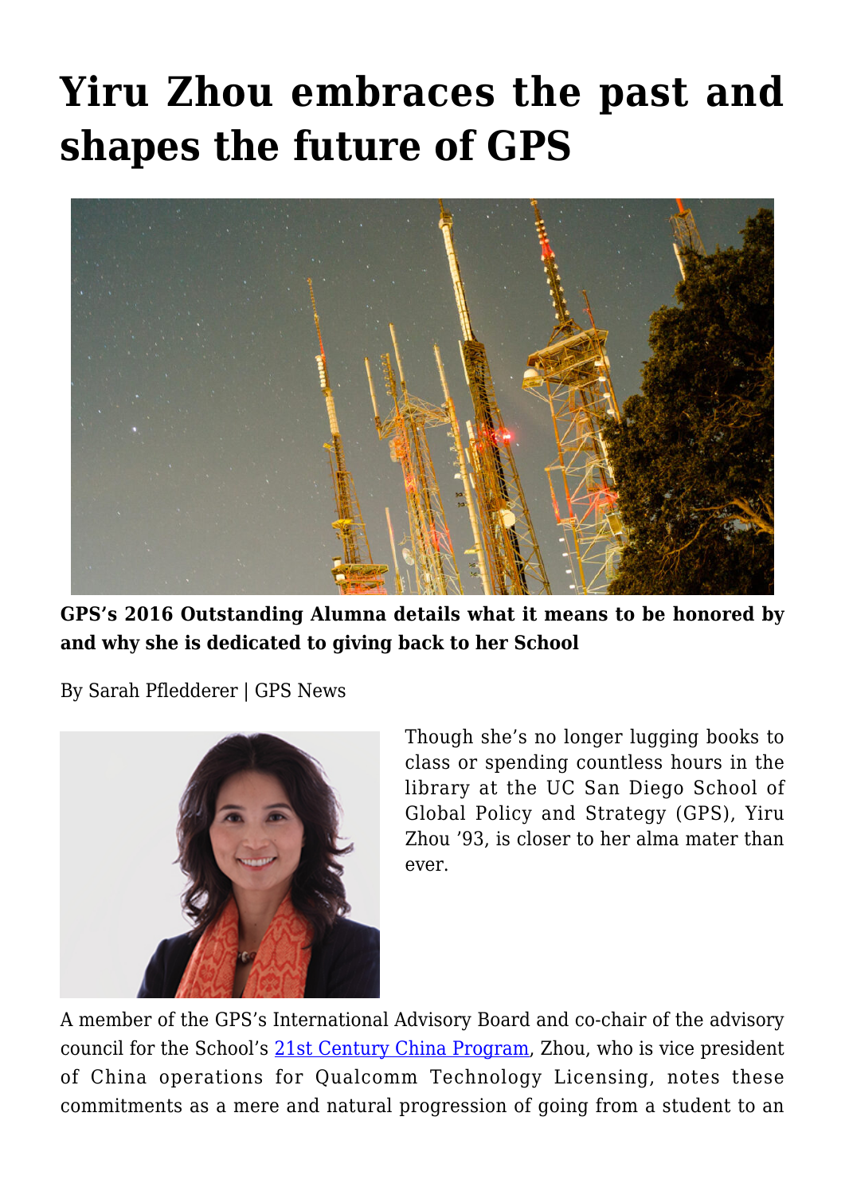# Yiru Zhou embraces the past and shapes the future of GPS

**GPS's 2016 Outstanding Alumna details what it means to be honored by and why she is dedicated to giving back to her School**

By Sarah Pfledderer | GPS News

Though she's no longer lugging books to class or spending countless hours in the library at the UC San Diego School of Global Policy and Strategy (GPS), Yiru Zhou '93, is closer to her alma mater than ever.

A member of the GPS's International Advisory Board and co-chair of the advisory council for the School's [21st Century China Program](), Zhou, who is vice president of China operations for Qualcomm Technology Licensing, notes these commitments as a mere and natural progression of going from a student to an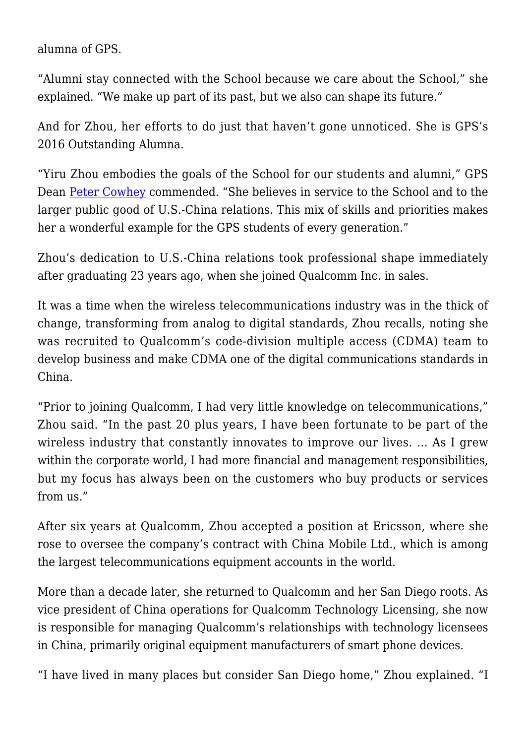alumna of GPS.

“Alumni stay connected with the School because we care about the School,” she explained. “We make up part of its past, but we also can shape its future.”

And for Zhou, her efforts to do just that haven’t gone unnoticed. She is GPS’s 2016 Outstanding Alumna.

“Yiru Zhou embodies the goals of the School for our students and alumni,” GPS Dean Peter Cowhey commended. “She believes in service to the School and to the larger public good of U.S.-China relations. This mix of skills and priorities makes her a wonderful example for the GPS students of every generation.”

Zhou’s dedication to U.S.-China relations took professional shape immediately after graduating 23 years ago, when she joined Qualcomm Inc. in sales.

It was a time when the wireless telecommunications industry was in the thick of change, transforming from analog to digital standards, Zhou recalls, noting she was recruited to Qualcomm’s code-division multiple access (CDMA) team to develop business and make CDMA one of the digital communications standards in China.

“Prior to joining Qualcomm, I had very little knowledge on telecommunications,” Zhou said. “In the past 20 plus years, I have been fortunate to be part of the wireless industry that constantly innovates to improve our lives. … As I grew within the corporate world, I had more financial and management responsibilities, but my focus has always been on the customers who buy products or services from us.”

After six years at Qualcomm, Zhou accepted a position at Ericsson, where she rose to oversee the company’s contract with China Mobile Ltd., which is among the largest telecommunications equipment accounts in the world.

More than a decade later, she returned to Qualcomm and her San Diego roots. As vice president of China operations for Qualcomm Technology Licensing, she now is responsible for managing Qualcomm’s relationships with technology licensees in China, primarily original equipment manufacturers of smart phone devices.

“I have lived in many places but consider San Diego home,” Zhou explained. “I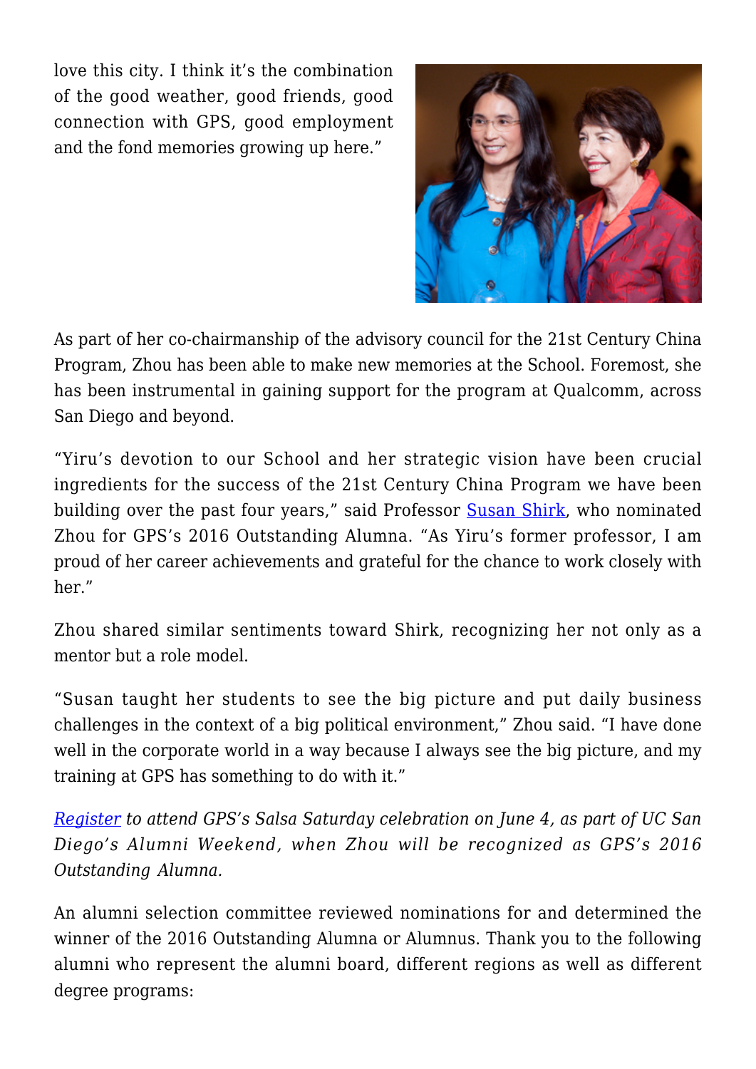love this city. I think it's the combination of the good weather, good friends, good connection with GPS, good employment and the fond memories growing up here."

As part of her co-chairmanship of the advisory council for the 21st Century China Program, Zhou has been able to make new memories at the School. Foremost, she has been instrumental in gaining support for the program at Qualcomm, across San Diego and beyond.

"Yiru's devotion to our School and her strategic vision have been crucial ingredients for the success of the 21st Century China Program we have been building over the past four years," said Professor [Susan Shirk](), who nominated Zhou for GPS's 2016 Outstanding Alumna. "As Yiru's former professor, I am proud of her career achievements and grateful for the chance to work closely with her."

Zhou shared similar sentiments toward Shirk, recognizing her not only as a mentor but a role model.

"Susan taught her students to see the big picture and put daily business challenges in the context of a big political environment," Zhou said. "I have done well in the corporate world in a way because I always see the big picture, and my training at GPS has something to do with it."

*[Register]() to attend GPS's Salsa Saturday celebration on June 4, as part of UC San Diego's Alumni Weekend, when Zhou will be recognized as GPS's 2016 Outstanding Alumna.*

An alumni selection committee reviewed nominations for and determined the winner of the 2016 Outstanding Alumna or Alumnus. Thank you to the following alumni who represent the alumni board, different regions as well as different degree programs: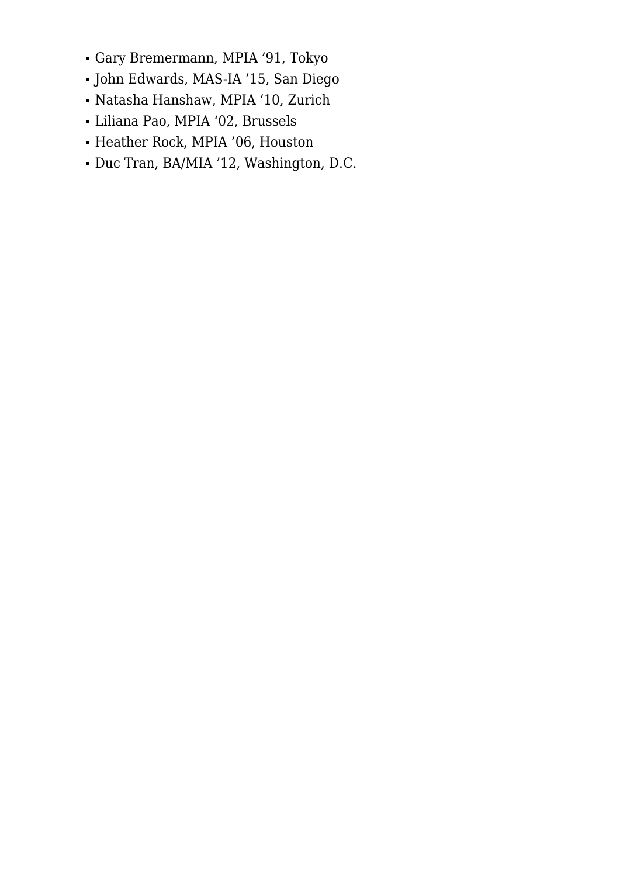- Gary Bremermann, MPIA ’91, Tokyo
- John Edwards, MAS-IA ’15, San Diego
- Natasha Hanshaw, MPIA ‘10, Zurich
- Liliana Pao, MPIA ‘02, Brussels
- Heather Rock, MPIA ’06, Houston
- Duc Tran, BA/MIA ’12, Washington, D.C.